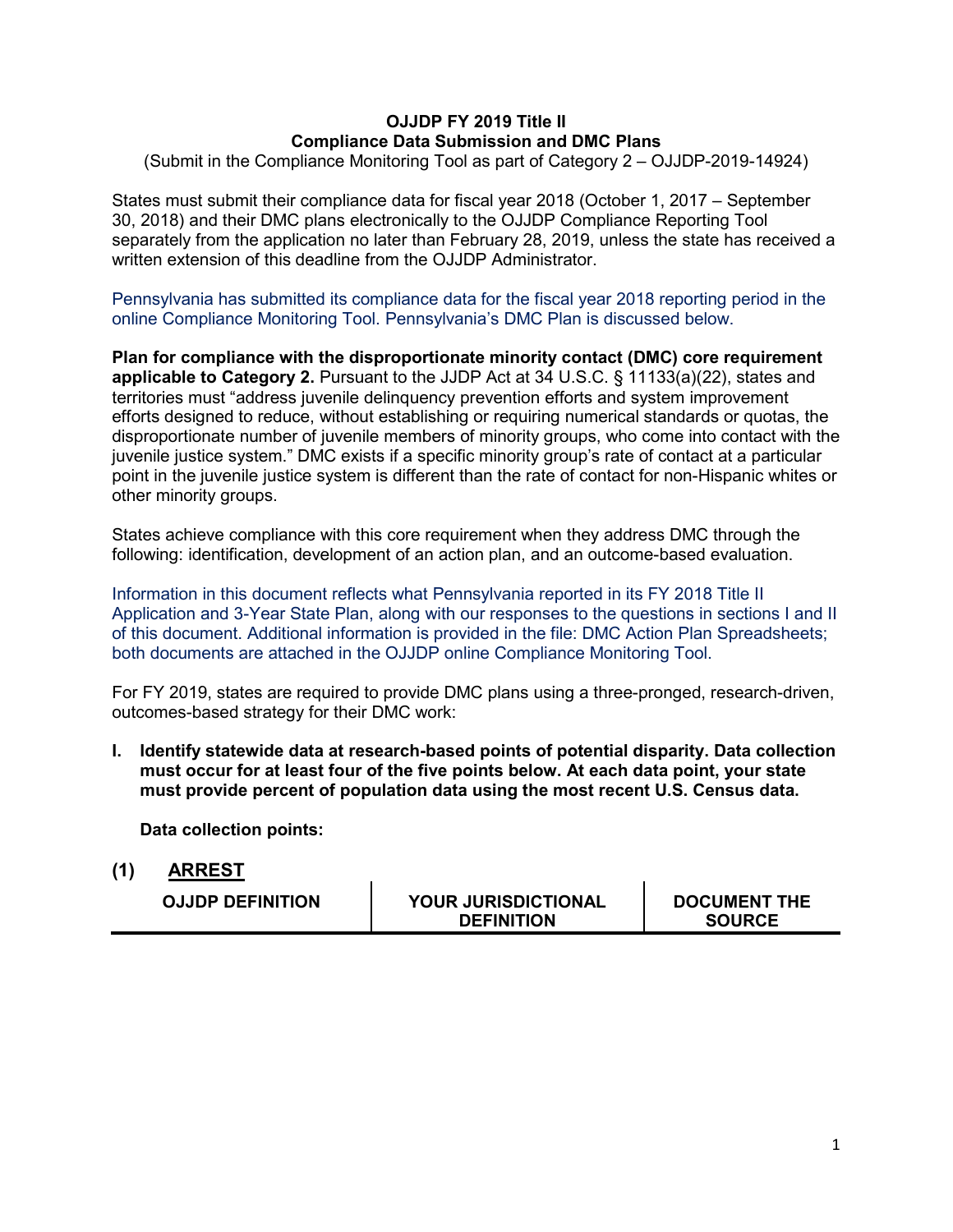**OJJDP FY 2019 Title II**
**Compliance Data Submission and DMC Plans**
(Submit in the Compliance Monitoring Tool as part of Category 2 – OJJDP-2019-14924)

States must submit their compliance data for fiscal year 2018 (October 1, 2017 – September 30, 2018) and their DMC plans electronically to the OJJDP Compliance Reporting Tool separately from the application no later than February 28, 2019, unless the state has received a written extension of this deadline from the OJJDP Administrator.

Pennsylvania has submitted its compliance data for the fiscal year 2018 reporting period in the online Compliance Monitoring Tool. Pennsylvania's DMC Plan is discussed below.

**Plan for compliance with the disproportionate minority contact (DMC) core requirement applicable to Category 2.** Pursuant to the JJDP Act at 34 U.S.C. § 11133(a)(22), states and territories must "address juvenile delinquency prevention efforts and system improvement efforts designed to reduce, without establishing or requiring numerical standards or quotas, the disproportionate number of juvenile members of minority groups, who come into contact with the juvenile justice system." DMC exists if a specific minority group's rate of contact at a particular point in the juvenile justice system is different than the rate of contact for non-Hispanic whites or other minority groups.

States achieve compliance with this core requirement when they address DMC through the following: identification, development of an action plan, and an outcome-based evaluation.

Information in this document reflects what Pennsylvania reported in its FY 2018 Title II Application and 3-Year State Plan, along with our responses to the questions in sections I and II of this document. Additional information is provided in the file: DMC Action Plan Spreadsheets; both documents are attached in the OJJDP online Compliance Monitoring Tool.

For FY 2019, states are required to provide DMC plans using a three-pronged, research-driven, outcomes-based strategy for their DMC work:

**I. Identify statewide data at research-based points of potential disparity. Data collection must occur for at least four of the five points below. At each data point, your state must provide percent of population data using the most recent U.S. Census data.**

**Data collection points:**

**(1) ARREST**

| OJJDP DEFINITION | YOUR JURISDICTIONAL DEFINITION | DOCUMENT THE SOURCE |
|---|---|---|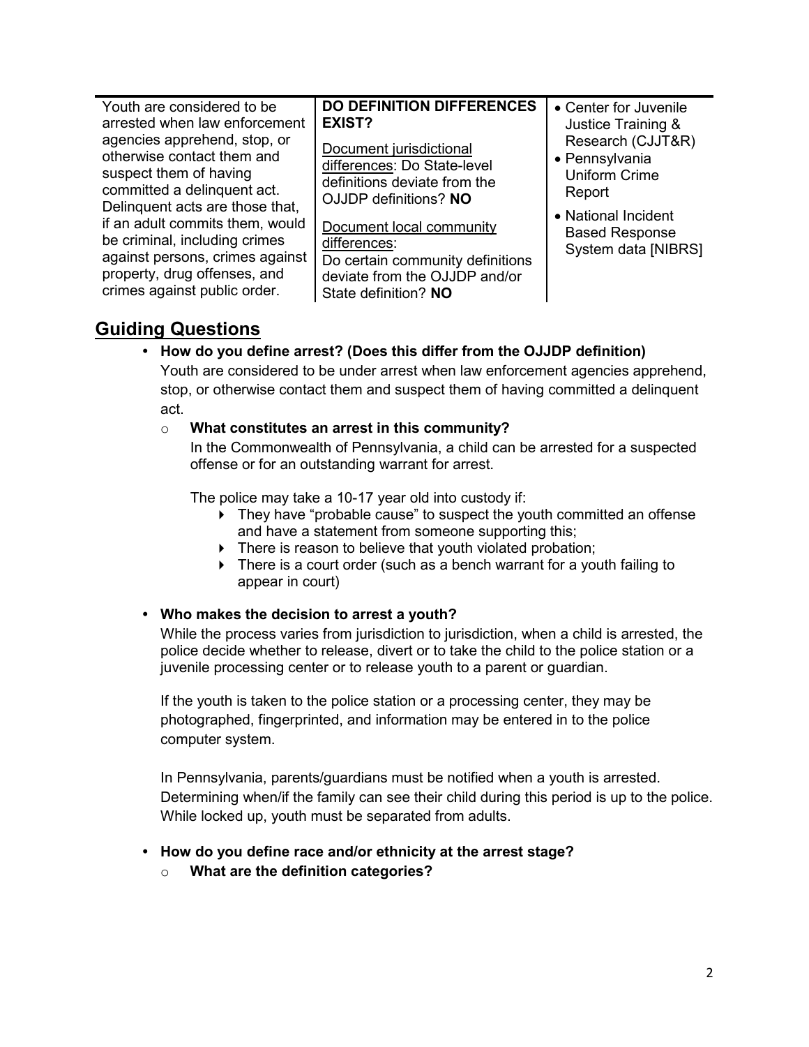| | | |
|---|---|---|
| Youth are considered to be arrested when law enforcement agencies apprehend, stop, or otherwise contact them and suspect them of having committed a delinquent act. Delinquent acts are those that, if an adult commits them, would be criminal, including crimes against persons, crimes against property, drug offenses, and crimes against public order. | **DO DEFINITION DIFFERENCES EXIST?**<br><br><u>Document jurisdictional differences</u>: Do State-level definitions deviate from the OJJDP definitions? **NO**<br><br><u>Document local community differences</u>: Do certain community definitions deviate from the OJJDP and/or State definition? **NO** | • Center for Juvenile Justice Training & Research (CJJT&R)<br>• Pennsylvania Uniform Crime Report<br>• National Incident Based Response System data [NIBRS] |

## Guiding Questions

- **How do you define arrest? (Does this differ from the OJJDP definition)**

  Youth are considered to be under arrest when law enforcement agencies apprehend, stop, or otherwise contact them and suspect them of having committed a delinquent act.

  - **What constitutes an arrest in this community?**

    In the Commonwealth of Pennsylvania, a child can be arrested for a suspected offense or for an outstanding warrant for arrest.

    The police may take a 10-17 year old into custody if:

    - They have "probable cause" to suspect the youth committed an offense and have a statement from someone supporting this;
    - There is reason to believe that youth violated probation;
    - There is a court order (such as a bench warrant for a youth failing to appear in court)

- **Who makes the decision to arrest a youth?**

  While the process varies from jurisdiction to jurisdiction, when a child is arrested, the police decide whether to release, divert or to take the child to the police station or a juvenile processing center or to release youth to a parent or guardian.

  If the youth is taken to the police station or a processing center, they may be photographed, fingerprinted, and information may be entered in to the police computer system.

  In Pennsylvania, parents/guardians must be notified when a youth is arrested. Determining when/if the family can see their child during this period is up to the police. While locked up, youth must be separated from adults.

- **How do you define race and/or ethnicity at the arrest stage?**
  - **What are the definition categories?**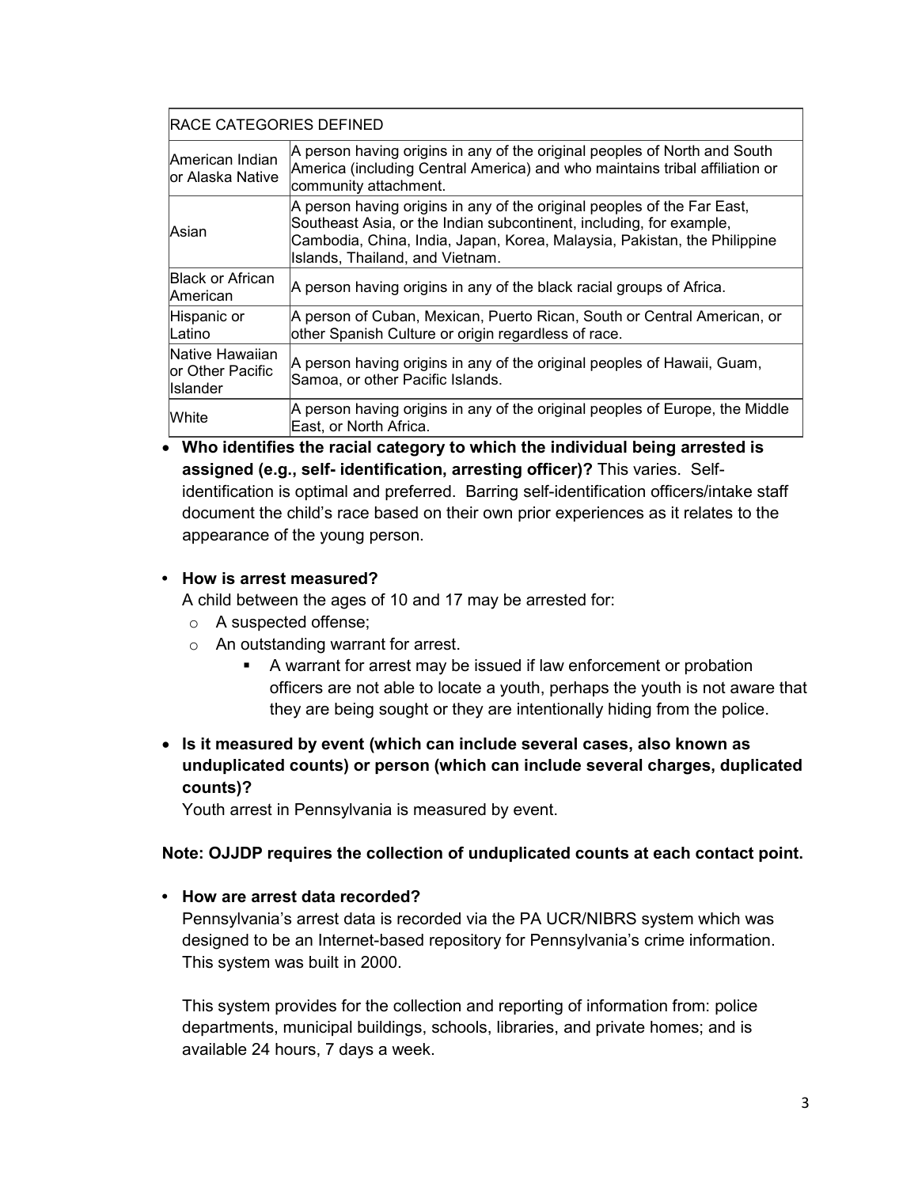| RACE CATEGORIES DEFINED | |
|---|---|
| American Indian or Alaska Native | A person having origins in any of the original peoples of North and South America (including Central America) and who maintains tribal affiliation or community attachment. |
| Asian | A person having origins in any of the original peoples of the Far East, Southeast Asia, or the Indian subcontinent, including, for example, Cambodia, China, India, Japan, Korea, Malaysia, Pakistan, the Philippine Islands, Thailand, and Vietnam. |
| Black or African American | A person having origins in any of the black racial groups of Africa. |
| Hispanic or Latino | A person of Cuban, Mexican, Puerto Rican, South or Central American, or other Spanish Culture or origin regardless of race. |
| Native Hawaiian or Other Pacific Islander | A person having origins in any of the original peoples of Hawaii, Guam, Samoa, or other Pacific Islands. |
| White | A person having origins in any of the original peoples of Europe, the Middle East, or North Africa. |

- **Who identifies the racial category to which the individual being arrested is assigned (e.g., self- identification, arresting officer)?** This varies. Self-identification is optimal and preferred. Barring self-identification officers/intake staff document the child's race based on their own prior experiences as it relates to the appearance of the young person.

- **How is arrest measured?**

  A child between the ages of 10 and 17 may be arrested for:
  - A suspected offense;
  - An outstanding warrant for arrest.
    - A warrant for arrest may be issued if law enforcement or probation officers are not able to locate a youth, perhaps the youth is not aware that they are being sought or they are intentionally hiding from the police.

- **Is it measured by event (which can include several cases, also known as unduplicated counts) or person (which can include several charges, duplicated counts)?**

  Youth arrest in Pennsylvania is measured by event.

**Note: OJJDP requires the collection of unduplicated counts at each contact point.**

- **How are arrest data recorded?**

  Pennsylvania's arrest data is recorded via the PA UCR/NIBRS system which was designed to be an Internet-based repository for Pennsylvania's crime information. This system was built in 2000.

  This system provides for the collection and reporting of information from: police departments, municipal buildings, schools, libraries, and private homes; and is available 24 hours, 7 days a week.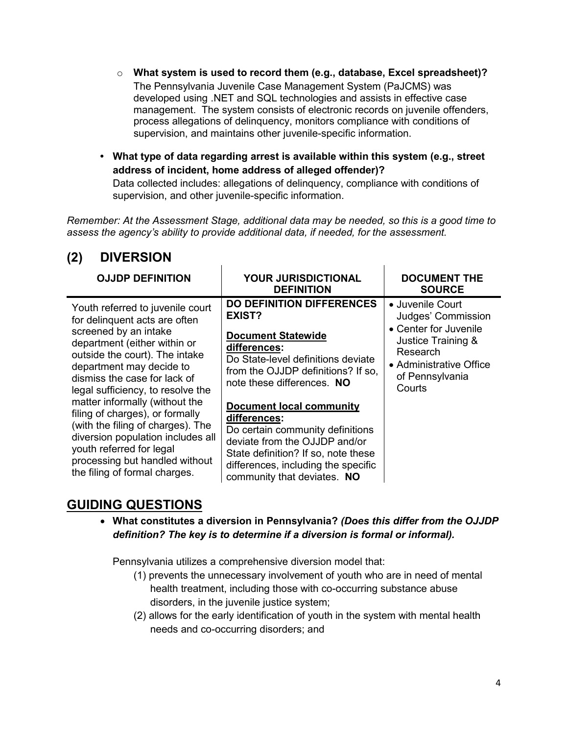- **What system is used to record them (e.g., database, Excel spreadsheet)?**
  The Pennsylvania Juvenile Case Management System (PaJCMS) was developed using .NET and SQL technologies and assists in effective case management. The system consists of electronic records on juvenile offenders, process allegations of delinquency, monitors compliance with conditions of supervision, and maintains other juvenile-specific information.

- **What type of data regarding arrest is available within this system (e.g., street address of incident, home address of alleged offender)?**
  Data collected includes: allegations of delinquency, compliance with conditions of supervision, and other juvenile-specific information.

*Remember: At the Assessment Stage, additional data may be needed, so this is a good time to assess the agency's ability to provide additional data, if needed, for the assessment.*

## (2) DIVERSION

| OJJDP DEFINITION | YOUR JURISDICTIONAL DEFINITION | DOCUMENT THE SOURCE |
|---|---|---|
| Youth referred to juvenile court for delinquent acts are often screened by an intake department (either within or outside the court). The intake department may decide to dismiss the case for lack of legal sufficiency, to resolve the matter informally (without the filing of charges), or formally (with the filing of charges). The diversion population includes all youth referred for legal processing but handled without the filing of formal charges. | **DO DEFINITION DIFFERENCES EXIST?**<br><br>**<u>Document Statewide differences</u>:**<br>Do State-level definitions deviate from the OJJDP definitions? If so, note these differences. **NO**<br><br>**<u>Document local community differences</u>:**<br>Do certain community definitions deviate from the OJJDP and/or State definition? If so, note these differences, including the specific community that deviates. **NO** | • Juvenile Court Judges' Commission<br>• Center for Juvenile Justice Training & Research<br>• Administrative Office of Pennsylvania Courts |

## GUIDING QUESTIONS

- **What constitutes a diversion in Pennsylvania?** ***(Does this differ from the OJJDP definition? The key is to determine if a diversion is formal or informal).***

  Pennsylvania utilizes a comprehensive diversion model that:
  (1) prevents the unnecessary involvement of youth who are in need of mental health treatment, including those with co-occurring substance abuse disorders, in the juvenile justice system;
  (2) allows for the early identification of youth in the system with mental health needs and co-occurring disorders; and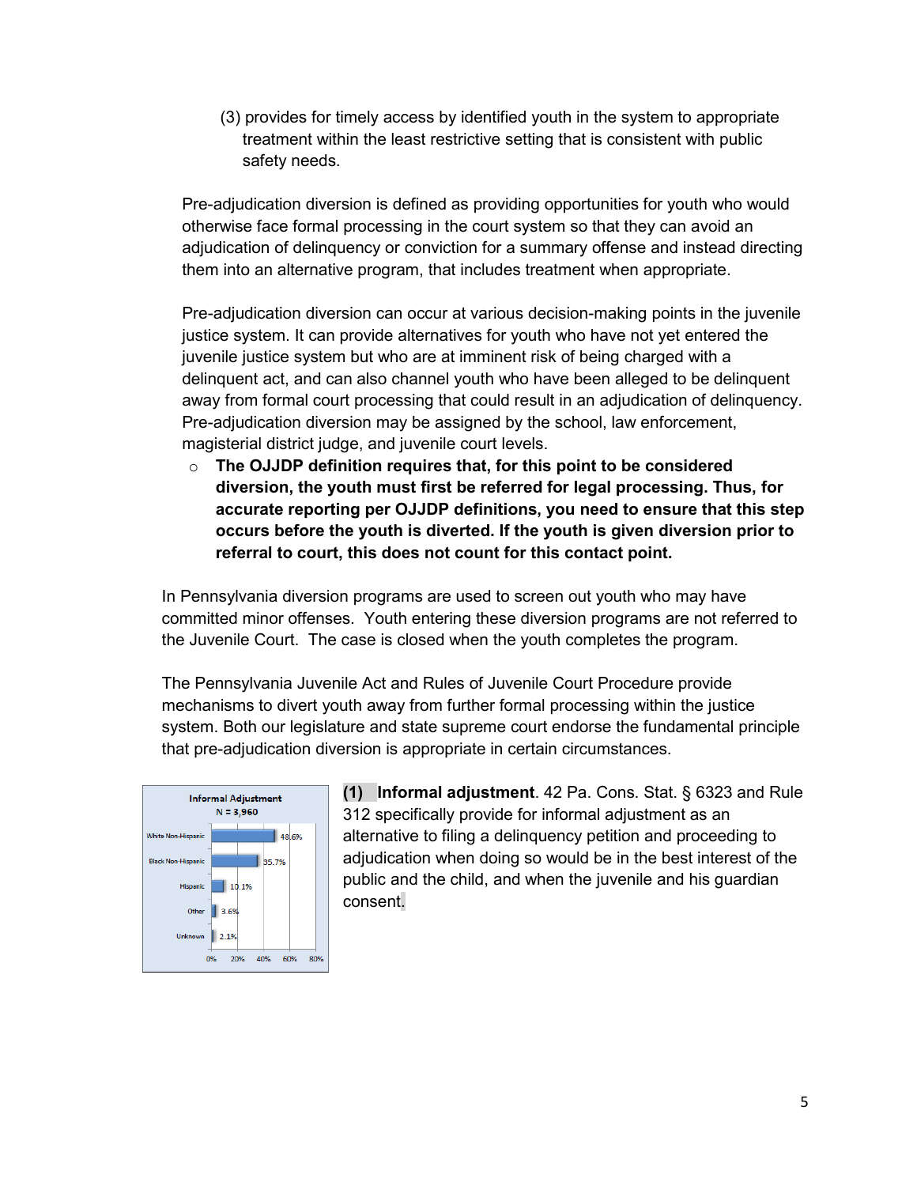(3) provides for timely access by identified youth in the system to appropriate treatment within the least restrictive setting that is consistent with public safety needs.

Pre-adjudication diversion is defined as providing opportunities for youth who would otherwise face formal processing in the court system so that they can avoid an adjudication of delinquency or conviction for a summary offense and instead directing them into an alternative program, that includes treatment when appropriate.

Pre-adjudication diversion can occur at various decision-making points in the juvenile justice system. It can provide alternatives for youth who have not yet entered the juvenile justice system but who are at imminent risk of being charged with a delinquent act, and can also channel youth who have been alleged to be delinquent away from formal court processing that could result in an adjudication of delinquency. Pre-adjudication diversion may be assigned by the school, law enforcement, magisterial district judge, and juvenile court levels.

- **The OJJDP definition requires that, for this point to be considered diversion, the youth must first be referred for legal processing. Thus, for accurate reporting per OJJDP definitions, you need to ensure that this step occurs before the youth is diverted. If the youth is given diversion prior to referral to court, this does not count for this contact point.**

In Pennsylvania diversion programs are used to screen out youth who may have committed minor offenses. Youth entering these diversion programs are not referred to the Juvenile Court. The case is closed when the youth completes the program.

The Pennsylvania Juvenile Act and Rules of Juvenile Court Procedure provide mechanisms to divert youth away from further formal processing within the justice system. Both our legislature and state supreme court endorse the fundamental principle that pre-adjudication diversion is appropriate in certain circumstances.

**Informal Adjustment**
N = 3,960

| Race/Ethnicity | Percent |
|---|---|
| White Non-Hispanic | 48.6% |
| Black Non-Hispanic | 35.7% |
| Hispanic | 10.1% |
| Other | 3.6% |
| Unknown | 2.1% |

**(1) Informal adjustment**. 42 Pa. Cons. Stat. § 6323 and Rule 312 specifically provide for informal adjustment as an alternative to filing a delinquency petition and proceeding to adjudication when doing so would be in the best interest of the public and the child, and when the juvenile and his guardian consent.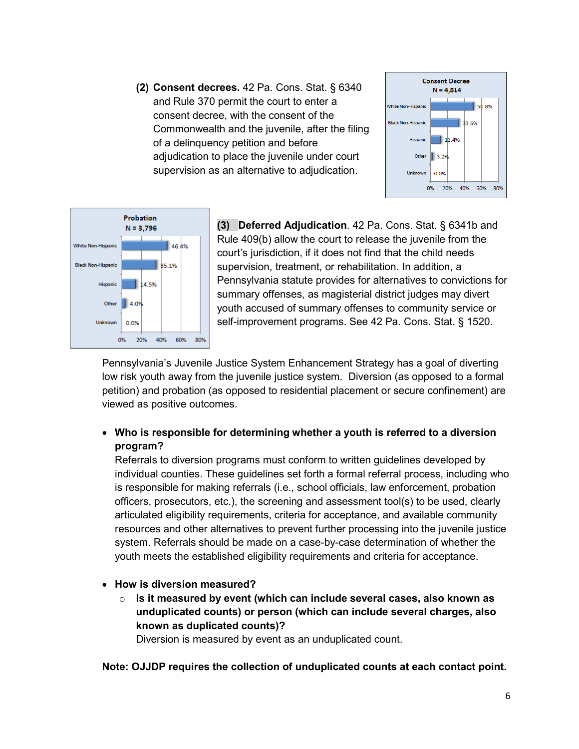**(2) Consent decrees.** 42 Pa. Cons. Stat. § 6340 and Rule 370 permit the court to enter a consent decree, with the consent of the Commonwealth and the juvenile, after the filing of a delinquency petition and before adjudication to place the juvenile under court supervision as an alternative to adjudication.

**Consent Decree**
**N = 4,814**

| Race/Ethnicity | Percent |
|---|---|
| White Non-Hispanic | 50.8% |
| Black Non-Hispanic | 33.6% |
| Hispanic | 12.4% |
| Other | 3.2% |
| Unknown | 0.0% |

**Probation**
**N = 3,796**

| Race/Ethnicity | Percent |
|---|---|
| White Non-Hispanic | 46.4% |
| Black Non-Hispanic | 35.1% |
| Hispanic | 14.5% |
| Other | 4.0% |
| Unknown | 0.0% |

**(3) Deferred Adjudication**. 42 Pa. Cons. Stat. § 6341b and Rule 409(b) allow the court to release the juvenile from the court's jurisdiction, if it does not find that the child needs supervision, treatment, or rehabilitation. In addition, a Pennsylvania statute provides for alternatives to convictions for summary offenses, as magisterial district judges may divert youth accused of summary offenses to community service or self-improvement programs. See 42 Pa. Cons. Stat. § 1520.

Pennsylvania's Juvenile Justice System Enhancement Strategy has a goal of diverting low risk youth away from the juvenile justice system. Diversion (as opposed to a formal petition) and probation (as opposed to residential placement or secure confinement) are viewed as positive outcomes.

- **Who is responsible for determining whether a youth is referred to a diversion program?**
  Referrals to diversion programs must conform to written guidelines developed by individual counties. These guidelines set forth a formal referral process, including who is responsible for making referrals (i.e., school officials, law enforcement, probation officers, prosecutors, etc.), the screening and assessment tool(s) to be used, clearly articulated eligibility requirements, criteria for acceptance, and available community resources and other alternatives to prevent further processing into the juvenile justice system. Referrals should be made on a case-by-case determination of whether the youth meets the established eligibility requirements and criteria for acceptance.

- **How is diversion measured?**
  - **Is it measured by event (which can include several cases, also known as unduplicated counts) or person (which can include several charges, also known as duplicated counts)?**
    Diversion is measured by event as an unduplicated count.

**Note: OJJDP requires the collection of unduplicated counts at each contact point.**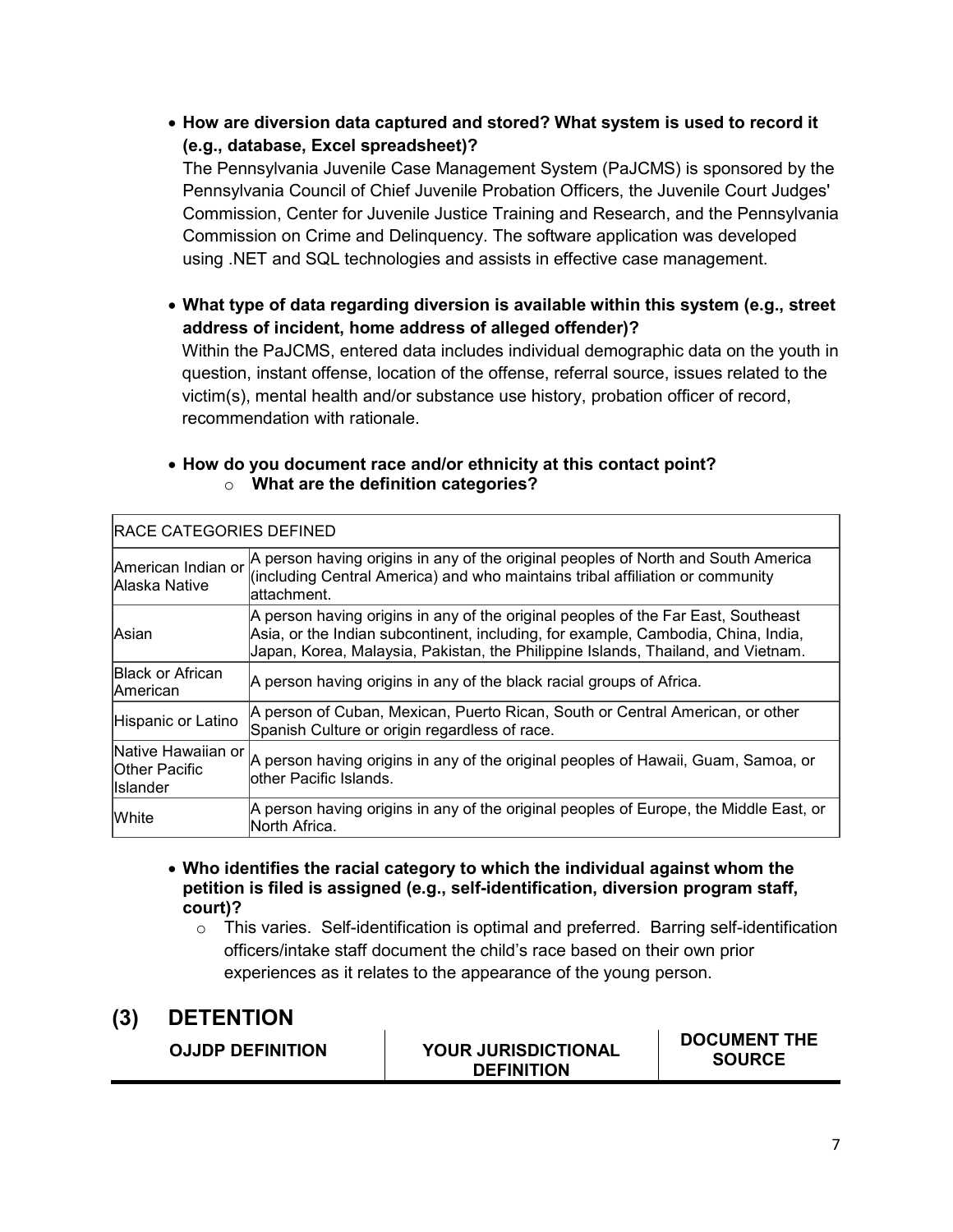- **How are diversion data captured and stored? What system is used to record it (e.g., database, Excel spreadsheet)?**

  The Pennsylvania Juvenile Case Management System (PaJCMS) is sponsored by the Pennsylvania Council of Chief Juvenile Probation Officers, the Juvenile Court Judges' Commission, Center for Juvenile Justice Training and Research, and the Pennsylvania Commission on Crime and Delinquency. The software application was developed using .NET and SQL technologies and assists in effective case management.

- **What type of data regarding diversion is available within this system (e.g., street address of incident, home address of alleged offender)?**

  Within the PaJCMS, entered data includes individual demographic data on the youth in question, instant offense, location of the offense, referral source, issues related to the victim(s), mental health and/or substance use history, probation officer of record, recommendation with rationale.

- **How do you document race and/or ethnicity at this contact point?**
  - **What are the definition categories?**

| RACE CATEGORIES DEFINED | |
|---|---|
| American Indian or Alaska Native | A person having origins in any of the original peoples of North and South America (including Central America) and who maintains tribal affiliation or community attachment. |
| Asian | A person having origins in any of the original peoples of the Far East, Southeast Asia, or the Indian subcontinent, including, for example, Cambodia, China, India, Japan, Korea, Malaysia, Pakistan, the Philippine Islands, Thailand, and Vietnam. |
| Black or African American | A person having origins in any of the black racial groups of Africa. |
| Hispanic or Latino | A person of Cuban, Mexican, Puerto Rican, South or Central American, or other Spanish Culture or origin regardless of race. |
| Native Hawaiian or Other Pacific Islander | A person having origins in any of the original peoples of Hawaii, Guam, Samoa, or other Pacific Islands. |
| White | A person having origins in any of the original peoples of Europe, the Middle East, or North Africa. |

- **Who identifies the racial category to which the individual against whom the petition is filed is assigned (e.g., self-identification, diversion program staff, court)?**
  - This varies. Self-identification is optimal and preferred. Barring self-identification officers/intake staff document the child's race based on their own prior experiences as it relates to the appearance of the young person.

## (3) DETENTION

| OJJDP DEFINITION | YOUR JURISDICTIONAL DEFINITION | DOCUMENT THE SOURCE |
|---|---|---|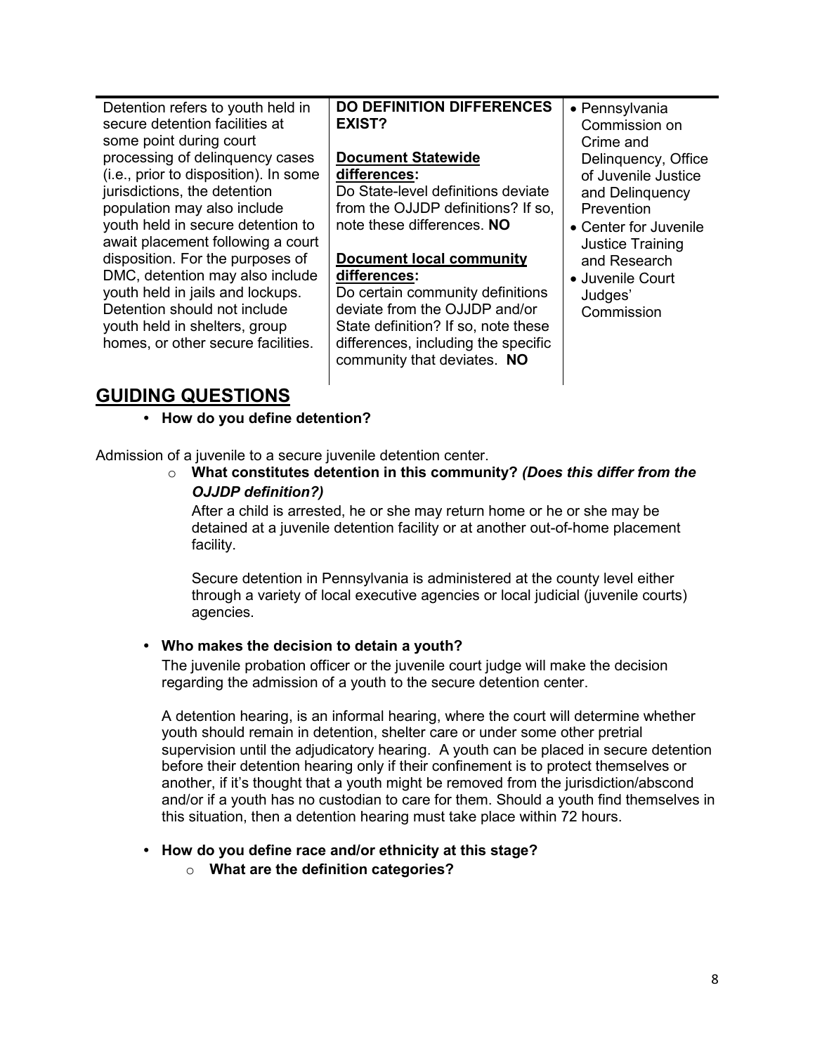| Detention refers to youth held in secure detention facilities at some point during court processing of delinquency cases (i.e., prior to disposition). In some jurisdictions, the detention population may also include youth held in secure detention to await placement following a court disposition. For the purposes of DMC, detention may also include youth held in jails and lockups. Detention should not include youth held in shelters, group homes, or other secure facilities. | **DO DEFINITION DIFFERENCES EXIST?**<br><br>**Document Statewide differences:**<br>Do State-level definitions deviate from the OJJDP definitions? If so, note these differences. **NO**<br><br>**Document local community differences:**<br>Do certain community definitions deviate from the OJJDP and/or State definition? If so, note these differences, including the specific community that deviates. **NO** | • Pennsylvania Commission on Crime and Delinquency, Office of Juvenile Justice and Delinquency Prevention<br>• Center for Juvenile Justice Training and Research<br>• Juvenile Court Judges' Commission |
|---|---|---|

## GUIDING QUESTIONS

- **How do you define detention?**

Admission of a juvenile to a secure juvenile detention center.

- **What constitutes detention in this community?** ***(Does this differ from the OJJDP definition?)***

  After a child is arrested, he or she may return home or he or she may be detained at a juvenile detention facility or at another out-of-home placement facility.

  Secure detention in Pennsylvania is administered at the county level either through a variety of local executive agencies or local judicial (juvenile courts) agencies.

- **Who makes the decision to detain a youth?**

  The juvenile probation officer or the juvenile court judge will make the decision regarding the admission of a youth to the secure detention center.

  A detention hearing, is an informal hearing, where the court will determine whether youth should remain in detention, shelter care or under some other pretrial supervision until the adjudicatory hearing. A youth can be placed in secure detention before their detention hearing only if their confinement is to protect themselves or another, if it's thought that a youth might be removed from the jurisdiction/abscond and/or if a youth has no custodian to care for them. Should a youth find themselves in this situation, then a detention hearing must take place within 72 hours.

- **How do you define race and/or ethnicity at this stage?**
  - **What are the definition categories?**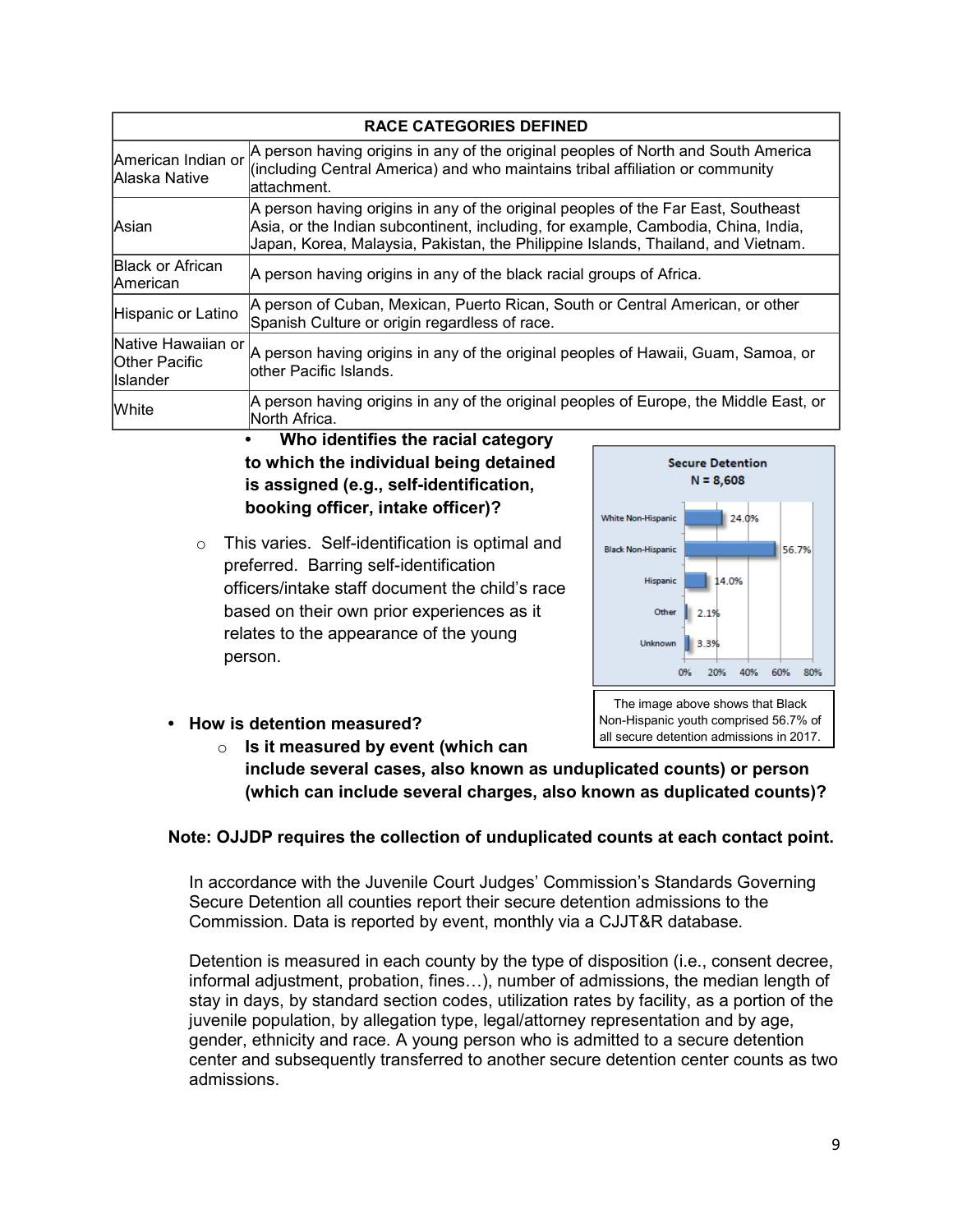| RACE CATEGORIES DEFINED | |
|---|---|
| American Indian or Alaska Native | A person having origins in any of the original peoples of North and South America (including Central America) and who maintains tribal affiliation or community attachment. |
| Asian | A person having origins in any of the original peoples of the Far East, Southeast Asia, or the Indian subcontinent, including, for example, Cambodia, China, India, Japan, Korea, Malaysia, Pakistan, the Philippine Islands, Thailand, and Vietnam. |
| Black or African American | A person having origins in any of the black racial groups of Africa. |
| Hispanic or Latino | A person of Cuban, Mexican, Puerto Rican, South or Central American, or other Spanish Culture or origin regardless of race. |
| Native Hawaiian or Other Pacific Islander | A person having origins in any of the original peoples of Hawaii, Guam, Samoa, or other Pacific Islands. |
| White | A person having origins in any of the original peoples of Europe, the Middle East, or North Africa. |

- **Who identifies the racial category to which the individual being detained is assigned (e.g., self-identification, booking officer, intake officer)?**
  - This varies. Self-identification is optimal and preferred. Barring self-identification officers/intake staff document the child's race based on their own prior experiences as it relates to the appearance of the young person.

**Secure Detention**
**N = 8,608**

| Category | Percent |
|---|---|
| White Non-Hispanic | 24.0% |
| Black Non-Hispanic | 56.7% |
| Hispanic | 14.0% |
| Other | 2.1% |
| Unknown | 3.3% |

The image above shows that Black Non-Hispanic youth comprised 56.7% of all secure detention admissions in 2017.

- **How is detention measured?**
  - **Is it measured by event (which can include several cases, also known as unduplicated counts) or person (which can include several charges, also known as duplicated counts)?**

**Note: OJJDP requires the collection of unduplicated counts at each contact point.**

In accordance with the Juvenile Court Judges' Commission's Standards Governing Secure Detention all counties report their secure detention admissions to the Commission. Data is reported by event, monthly via a CJJT&R database.

Detention is measured in each county by the type of disposition (i.e., consent decree, informal adjustment, probation, fines…), number of admissions, the median length of stay in days, by standard section codes, utilization rates by facility, as a portion of the juvenile population, by allegation type, legal/attorney representation and by age, gender, ethnicity and race. A young person who is admitted to a secure detention center and subsequently transferred to another secure detention center counts as two admissions.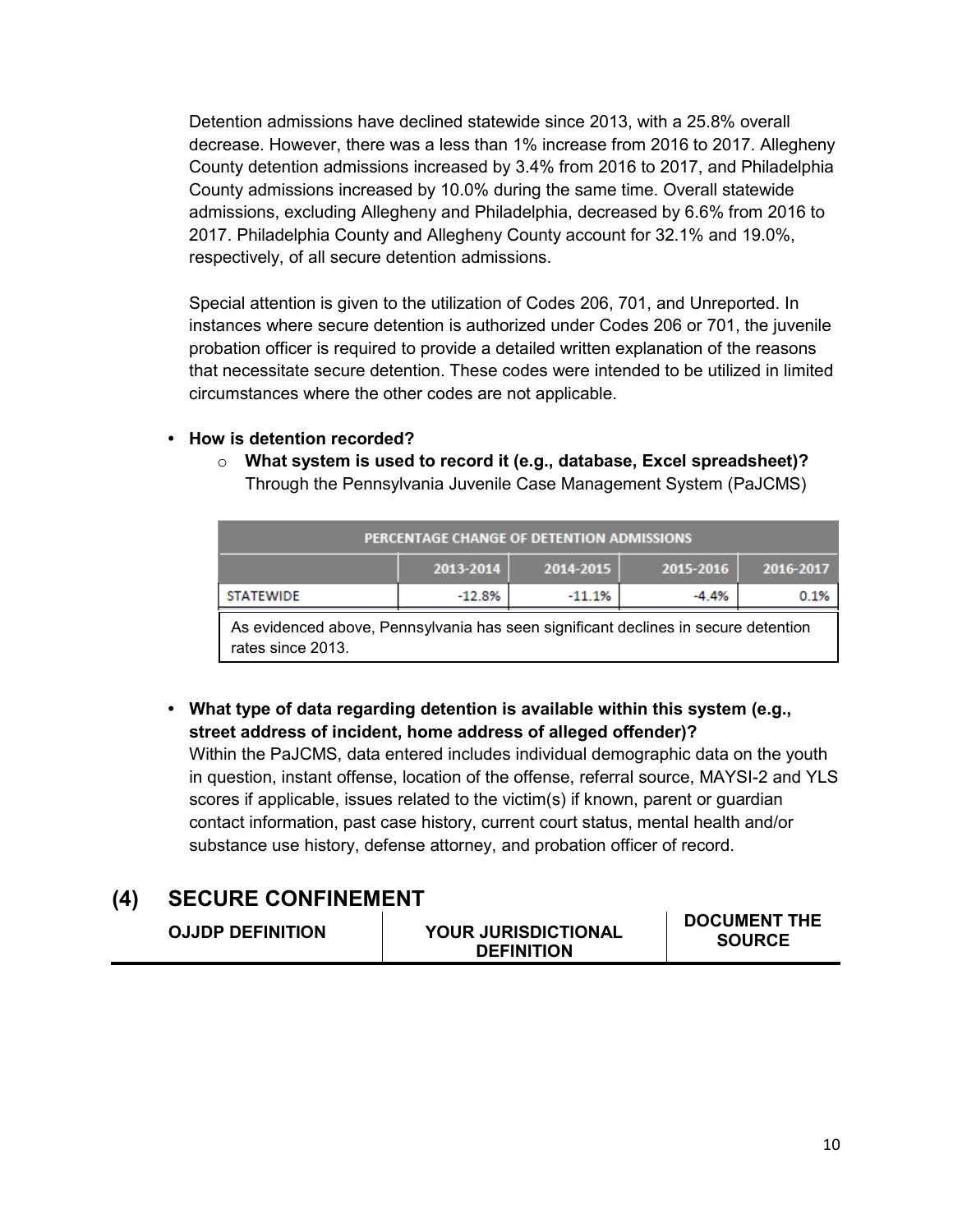Detention admissions have declined statewide since 2013, with a 25.8% overall decrease. However, there was a less than 1% increase from 2016 to 2017. Allegheny County detention admissions increased by 3.4% from 2016 to 2017, and Philadelphia County admissions increased by 10.0% during the same time. Overall statewide admissions, excluding Allegheny and Philadelphia, decreased by 6.6% from 2016 to 2017. Philadelphia County and Allegheny County account for 32.1% and 19.0%, respectively, of all secure detention admissions.

Special attention is given to the utilization of Codes 206, 701, and Unreported. In instances where secure detention is authorized under Codes 206 or 701, the juvenile probation officer is required to provide a detailed written explanation of the reasons that necessitate secure detention. These codes were intended to be utilized in limited circumstances where the other codes are not applicable.

- **How is detention recorded?**
  - **What system is used to record it (e.g., database, Excel spreadsheet)?** Through the Pennsylvania Juvenile Case Management System (PaJCMS)

| PERCENTAGE CHANGE OF DETENTION ADMISSIONS | | | | |
|---|---|---|---|---|
| | 2013-2014 | 2014-2015 | 2015-2016 | 2016-2017 |
| STATEWIDE | -12.8% | -11.1% | -4.4% | 0.1% |

As evidenced above, Pennsylvania has seen significant declines in secure detention rates since 2013.

- **What type of data regarding detention is available within this system (e.g., street address of incident, home address of alleged offender)?**
  Within the PaJCMS, data entered includes individual demographic data on the youth in question, instant offense, location of the offense, referral source, MAYSI-2 and YLS scores if applicable, issues related to the victim(s) if known, parent or guardian contact information, past case history, current court status, mental health and/or substance use history, defense attorney, and probation officer of record.

## (4) SECURE CONFINEMENT

| OJJDP DEFINITION | YOUR JURISDICTIONAL DEFINITION | DOCUMENT THE SOURCE |
|---|---|---|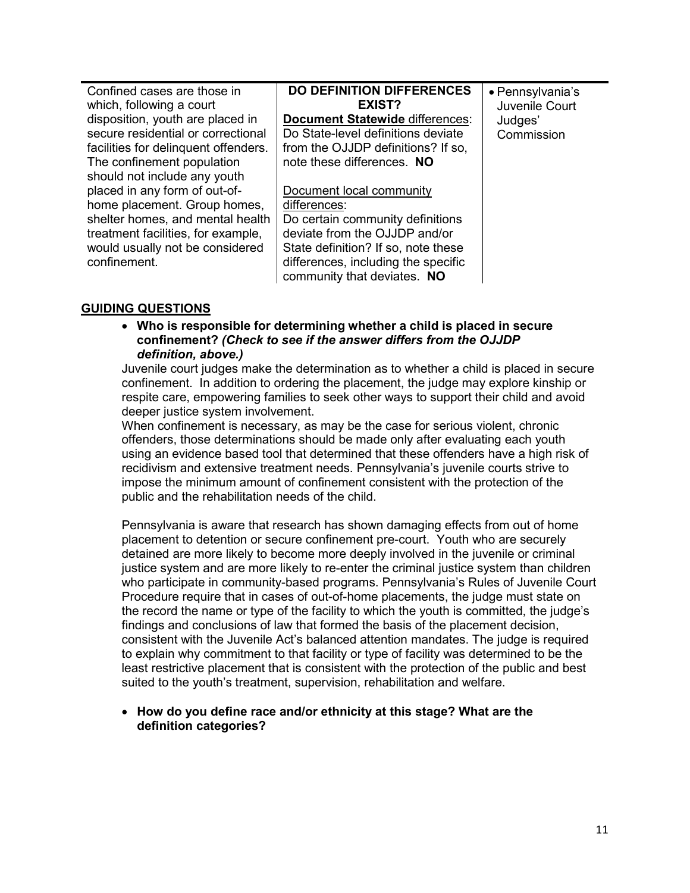| Confined cases are those in which, following a court disposition, youth are placed in secure residential or correctional facilities for delinquent offenders. The confinement population should not include any youth placed in any form of out-of-home placement. Group homes, shelter homes, and mental health treatment facilities, for example, would usually not be considered confinement. | **DO DEFINITION DIFFERENCES EXIST?**<br>**Document Statewide** differences: Do State-level definitions deviate from the OJJDP definitions? If so, note these differences. **NO**<br><br>Document local community differences: Do certain community definitions deviate from the OJJDP and/or State definition? If so, note these differences, including the specific community that deviates. **NO** | • Pennsylvania's Juvenile Court Judges' Commission |
|---|---|---|

## GUIDING QUESTIONS

- **Who is responsible for determining whether a child is placed in secure confinement?** ***(Check to see if the answer differs from the OJJDP definition, above.)***

Juvenile court judges make the determination as to whether a child is placed in secure confinement. In addition to ordering the placement, the judge may explore kinship or respite care, empowering families to seek other ways to support their child and avoid deeper justice system involvement.

When confinement is necessary, as may be the case for serious violent, chronic offenders, those determinations should be made only after evaluating each youth using an evidence based tool that determined that these offenders have a high risk of recidivism and extensive treatment needs. Pennsylvania's juvenile courts strive to impose the minimum amount of confinement consistent with the protection of the public and the rehabilitation needs of the child.

Pennsylvania is aware that research has shown damaging effects from out of home placement to detention or secure confinement pre-court. Youth who are securely detained are more likely to become more deeply involved in the juvenile or criminal justice system and are more likely to re-enter the criminal justice system than children who participate in community-based programs. Pennsylvania's Rules of Juvenile Court Procedure require that in cases of out-of-home placements, the judge must state on the record the name or type of the facility to which the youth is committed, the judge's findings and conclusions of law that formed the basis of the placement decision, consistent with the Juvenile Act's balanced attention mandates. The judge is required to explain why commitment to that facility or type of facility was determined to be the least restrictive placement that is consistent with the protection of the public and best suited to the youth's treatment, supervision, rehabilitation and welfare.

- **How do you define race and/or ethnicity at this stage? What are the definition categories?**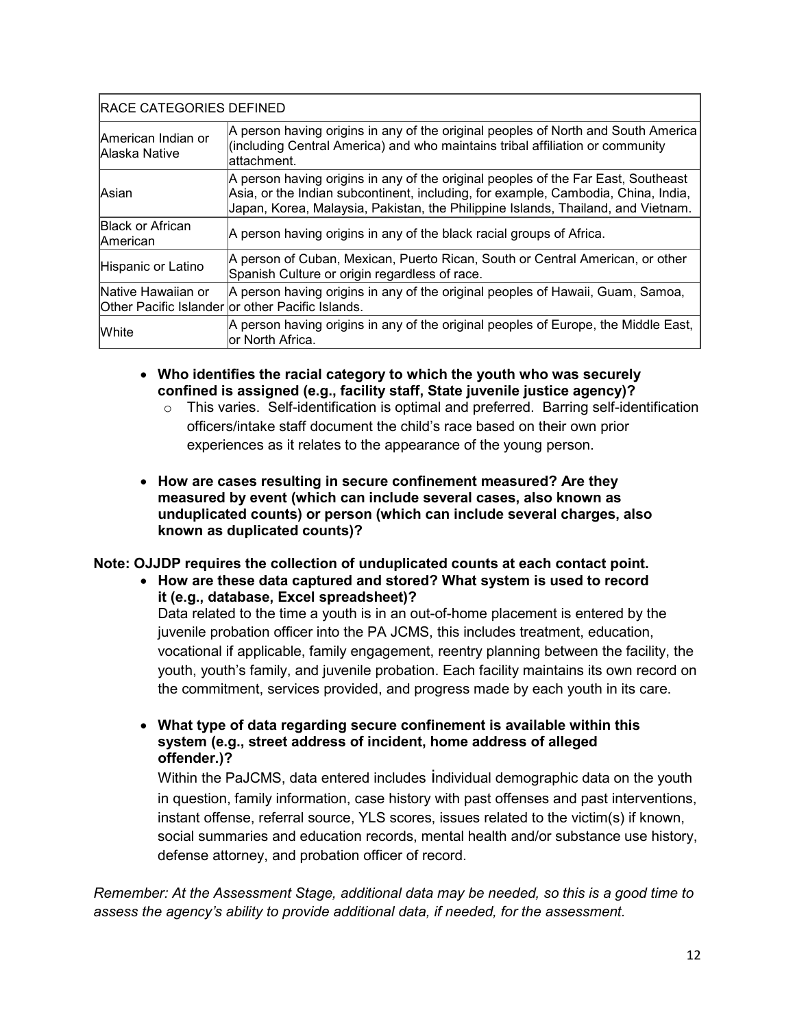| RACE CATEGORIES DEFINED | |
|---|---|
| American Indian or Alaska Native | A person having origins in any of the original peoples of North and South America (including Central America) and who maintains tribal affiliation or community attachment. |
| Asian | A person having origins in any of the original peoples of the Far East, Southeast Asia, or the Indian subcontinent, including, for example, Cambodia, China, India, Japan, Korea, Malaysia, Pakistan, the Philippine Islands, Thailand, and Vietnam. |
| Black or African American | A person having origins in any of the black racial groups of Africa. |
| Hispanic or Latino | A person of Cuban, Mexican, Puerto Rican, South or Central American, or other Spanish Culture or origin regardless of race. |
| Native Hawaiian or Other Pacific Islander | A person having origins in any of the original peoples of Hawaii, Guam, Samoa, or other Pacific Islands. |
| White | A person having origins in any of the original peoples of Europe, the Middle East, or North Africa. |

- **Who identifies the racial category to which the youth who was securely confined is assigned (e.g., facility staff, State juvenile justice agency)?**
  - This varies. Self-identification is optimal and preferred. Barring self-identification officers/intake staff document the child's race based on their own prior experiences as it relates to the appearance of the young person.

- **How are cases resulting in secure confinement measured? Are they measured by event (which can include several cases, also known as unduplicated counts) or person (which can include several charges, also known as duplicated counts)?**

**Note: OJJDP requires the collection of unduplicated counts at each contact point.**

- **How are these data captured and stored? What system is used to record it (e.g., database, Excel spreadsheet)?**

  Data related to the time a youth is in an out-of-home placement is entered by the juvenile probation officer into the PA JCMS, this includes treatment, education, vocational if applicable, family engagement, reentry planning between the facility, the youth, youth's family, and juvenile probation. Each facility maintains its own record on the commitment, services provided, and progress made by each youth in its care.

- **What type of data regarding secure confinement is available within this system (e.g., street address of incident, home address of alleged offender.)?**

  Within the PaJCMS, data entered includes individual demographic data on the youth in question, family information, case history with past offenses and past interventions, instant offense, referral source, YLS scores, issues related to the victim(s) if known, social summaries and education records, mental health and/or substance use history, defense attorney, and probation officer of record.

*Remember: At the Assessment Stage, additional data may be needed, so this is a good time to assess the agency's ability to provide additional data, if needed, for the assessment.*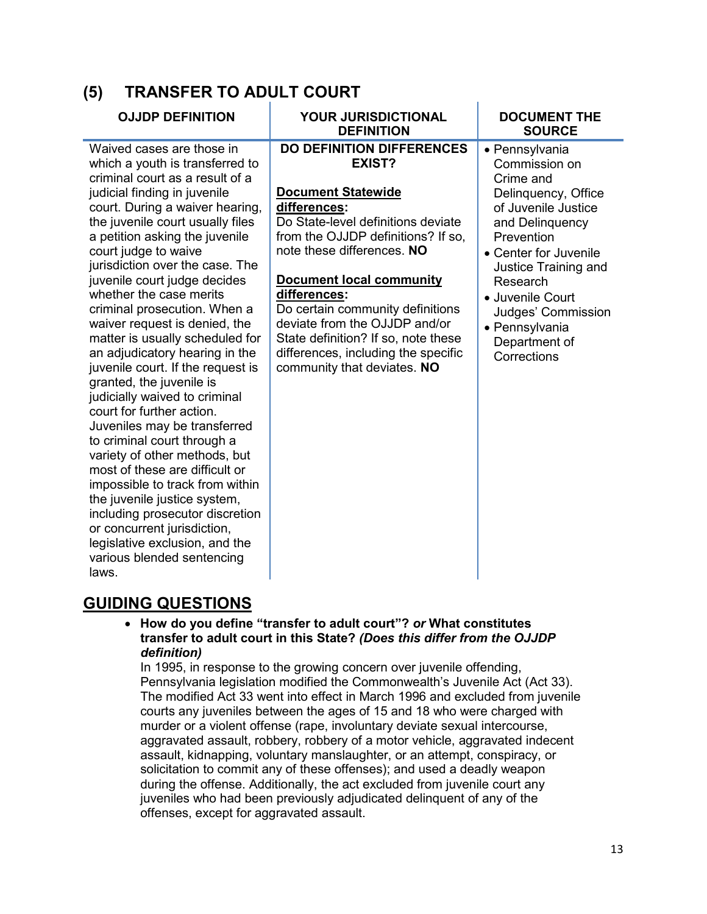## (5) TRANSFER TO ADULT COURT

| OJJDP DEFINITION | YOUR JURISDICTIONAL DEFINITION | DOCUMENT THE SOURCE |
|---|---|---|
| Waived cases are those in which a youth is transferred to criminal court as a result of a judicial finding in juvenile court. During a waiver hearing, the juvenile court usually files a petition asking the juvenile court judge to waive jurisdiction over the case. The juvenile court judge decides whether the case merits criminal prosecution. When a waiver request is denied, the matter is usually scheduled for an adjudicatory hearing in the juvenile court. If the request is granted, the juvenile is judicially waived to criminal court for further action. Juveniles may be transferred to criminal court through a variety of other methods, but most of these are difficult or impossible to track from within the juvenile justice system, including prosecutor discretion or concurrent jurisdiction, legislative exclusion, and the various blended sentencing laws. | **DO DEFINITION DIFFERENCES EXIST?**<br><br>**Document Statewide differences:**<br>Do State-level definitions deviate from the OJJDP definitions? If so, note these differences. **NO**<br><br>**Document local community differences:**<br>Do certain community definitions deviate from the OJJDP and/or State definition? If so, note these differences, including the specific community that deviates. **NO** | • Pennsylvania Commission on Crime and Delinquency, Office of Juvenile Justice and Delinquency Prevention<br>• Center for Juvenile Justice Training and Research<br>• Juvenile Court Judges' Commission<br>• Pennsylvania Department of Corrections |

## GUIDING QUESTIONS

- **How do you define "transfer to adult court"?** ***or*** **What constitutes transfer to adult court in this State?** ***(Does this differ from the OJJDP definition)***

  In 1995, in response to the growing concern over juvenile offending, Pennsylvania legislation modified the Commonwealth's Juvenile Act (Act 33). The modified Act 33 went into effect in March 1996 and excluded from juvenile courts any juveniles between the ages of 15 and 18 who were charged with murder or a violent offense (rape, involuntary deviate sexual intercourse, aggravated assault, robbery, robbery of a motor vehicle, aggravated indecent assault, kidnapping, voluntary manslaughter, or an attempt, conspiracy, or solicitation to commit any of these offenses); and used a deadly weapon during the offense. Additionally, the act excluded from juvenile court any juveniles who had been previously adjudicated delinquent of any of the offenses, except for aggravated assault.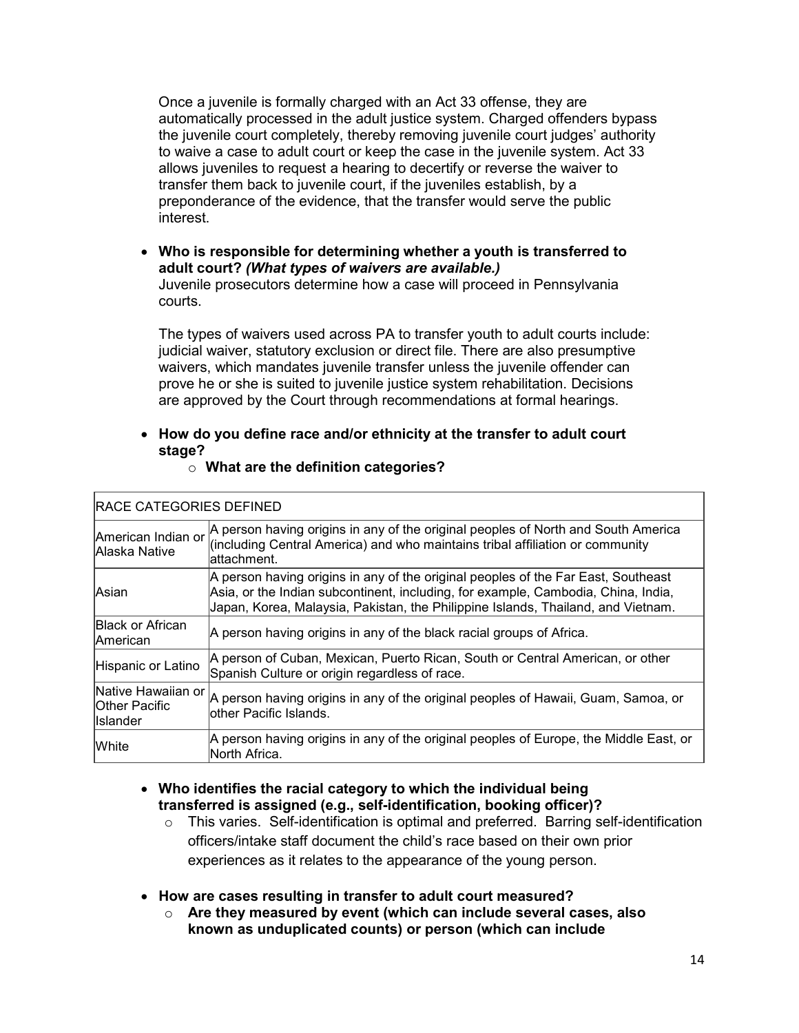Once a juvenile is formally charged with an Act 33 offense, they are automatically processed in the adult justice system. Charged offenders bypass the juvenile court completely, thereby removing juvenile court judges' authority to waive a case to adult court or keep the case in the juvenile system. Act 33 allows juveniles to request a hearing to decertify or reverse the waiver to transfer them back to juvenile court, if the juveniles establish, by a preponderance of the evidence, that the transfer would serve the public interest.

- **Who is responsible for determining whether a youth is transferred to adult court? *(What types of waivers are available.)***
  Juvenile prosecutors determine how a case will proceed in Pennsylvania courts.

  The types of waivers used across PA to transfer youth to adult courts include: judicial waiver, statutory exclusion or direct file. There are also presumptive waivers, which mandates juvenile transfer unless the juvenile offender can prove he or she is suited to juvenile justice system rehabilitation. Decisions are approved by the Court through recommendations at formal hearings.

- **How do you define race and/or ethnicity at the transfer to adult court stage?**
  - **What are the definition categories?**

| RACE CATEGORIES DEFINED | |
|---|---|
| American Indian or Alaska Native | A person having origins in any of the original peoples of North and South America (including Central America) and who maintains tribal affiliation or community attachment. |
| Asian | A person having origins in any of the original peoples of the Far East, Southeast Asia, or the Indian subcontinent, including, for example, Cambodia, China, India, Japan, Korea, Malaysia, Pakistan, the Philippine Islands, Thailand, and Vietnam. |
| Black or African American | A person having origins in any of the black racial groups of Africa. |
| Hispanic or Latino | A person of Cuban, Mexican, Puerto Rican, South or Central American, or other Spanish Culture or origin regardless of race. |
| Native Hawaiian or Other Pacific Islander | A person having origins in any of the original peoples of Hawaii, Guam, Samoa, or other Pacific Islands. |
| White | A person having origins in any of the original peoples of Europe, the Middle East, or North Africa. |

- **Who identifies the racial category to which the individual being transferred is assigned (e.g., self-identification, booking officer)?**
  - This varies. Self-identification is optimal and preferred. Barring self-identification officers/intake staff document the child's race based on their own prior experiences as it relates to the appearance of the young person.

- **How are cases resulting in transfer to adult court measured?**
  - **Are they measured by event (which can include several cases, also known as unduplicated counts) or person (which can include**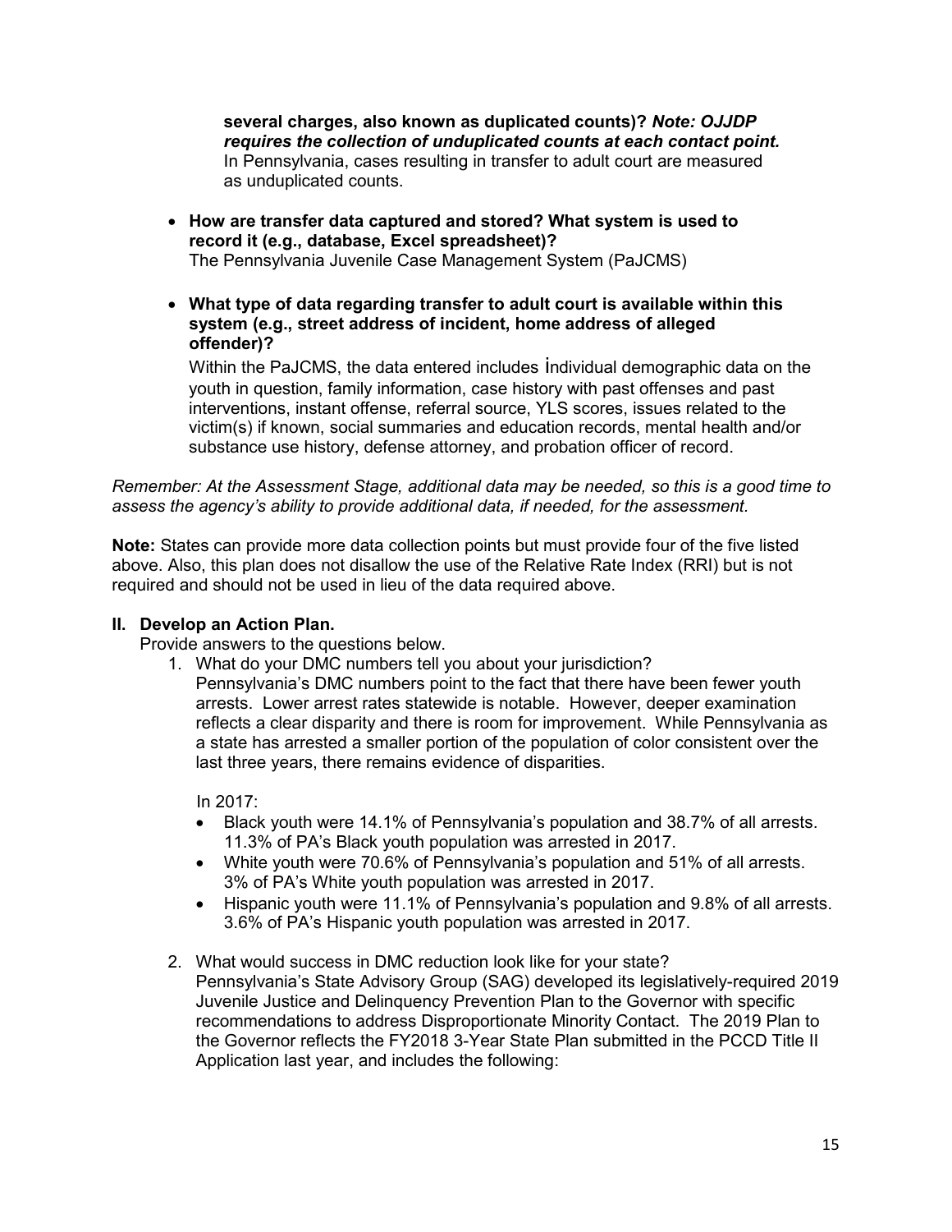**several charges, also known as duplicated counts)?** ***Note: OJJDP requires the collection of unduplicated counts at each contact point.***
In Pennsylvania, cases resulting in transfer to adult court are measured as unduplicated counts.

- **How are transfer data captured and stored? What system is used to record it (e.g., database, Excel spreadsheet)?**
  The Pennsylvania Juvenile Case Management System (PaJCMS)

- **What type of data regarding transfer to adult court is available within this system (e.g., street address of incident, home address of alleged offender)?**
  Within the PaJCMS, the data entered includes Individual demographic data on the youth in question, family information, case history with past offenses and past interventions, instant offense, referral source, YLS scores, issues related to the victim(s) if known, social summaries and education records, mental health and/or substance use history, defense attorney, and probation officer of record.

*Remember: At the Assessment Stage, additional data may be needed, so this is a good time to assess the agency's ability to provide additional data, if needed, for the assessment.*

**Note:** States can provide more data collection points but must provide four of the five listed above. Also, this plan does not disallow the use of the Relative Rate Index (RRI) but is not required and should not be used in lieu of the data required above.

## II. Develop an Action Plan.

Provide answers to the questions below.

1. What do your DMC numbers tell you about your jurisdiction?
   Pennsylvania's DMC numbers point to the fact that there have been fewer youth arrests. Lower arrest rates statewide is notable. However, deeper examination reflects a clear disparity and there is room for improvement. While Pennsylvania as a state has arrested a smaller portion of the population of color consistent over the last three years, there remains evidence of disparities.

   In 2017:
   - Black youth were 14.1% of Pennsylvania's population and 38.7% of all arrests. 11.3% of PA's Black youth population was arrested in 2017.
   - White youth were 70.6% of Pennsylvania's population and 51% of all arrests. 3% of PA's White youth population was arrested in 2017.
   - Hispanic youth were 11.1% of Pennsylvania's population and 9.8% of all arrests. 3.6% of PA's Hispanic youth population was arrested in 2017.

2. What would success in DMC reduction look like for your state?
   Pennsylvania's State Advisory Group (SAG) developed its legislatively-required 2019 Juvenile Justice and Delinquency Prevention Plan to the Governor with specific recommendations to address Disproportionate Minority Contact. The 2019 Plan to the Governor reflects the FY2018 3-Year State Plan submitted in the PCCD Title II Application last year, and includes the following: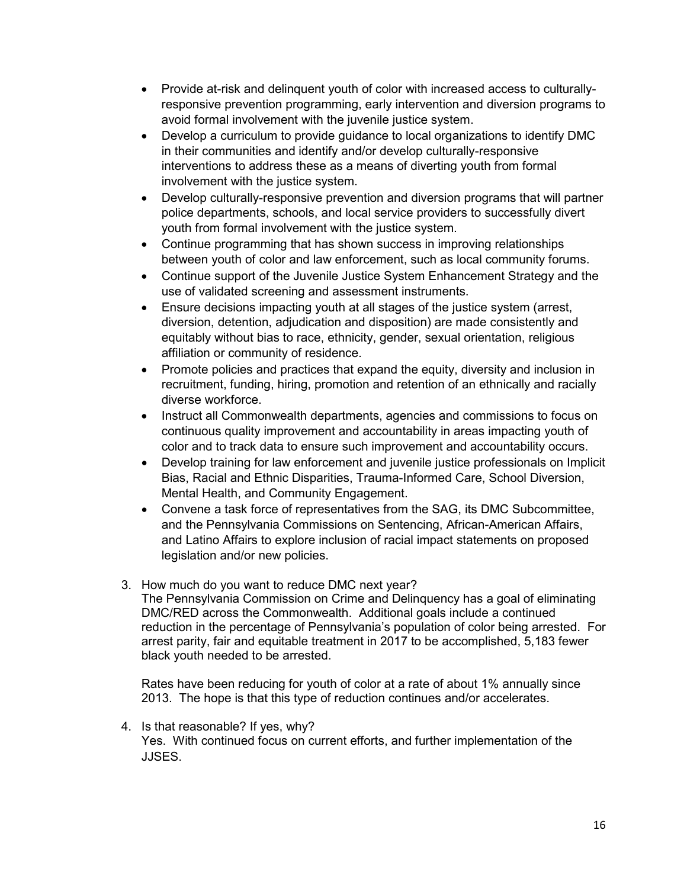- Provide at-risk and delinquent youth of color with increased access to culturally-responsive prevention programming, early intervention and diversion programs to avoid formal involvement with the juvenile justice system.
- Develop a curriculum to provide guidance to local organizations to identify DMC in their communities and identify and/or develop culturally-responsive interventions to address these as a means of diverting youth from formal involvement with the justice system.
- Develop culturally-responsive prevention and diversion programs that will partner police departments, schools, and local service providers to successfully divert youth from formal involvement with the justice system.
- Continue programming that has shown success in improving relationships between youth of color and law enforcement, such as local community forums.
- Continue support of the Juvenile Justice System Enhancement Strategy and the use of validated screening and assessment instruments.
- Ensure decisions impacting youth at all stages of the justice system (arrest, diversion, detention, adjudication and disposition) are made consistently and equitably without bias to race, ethnicity, gender, sexual orientation, religious affiliation or community of residence.
- Promote policies and practices that expand the equity, diversity and inclusion in recruitment, funding, hiring, promotion and retention of an ethnically and racially diverse workforce.
- Instruct all Commonwealth departments, agencies and commissions to focus on continuous quality improvement and accountability in areas impacting youth of color and to track data to ensure such improvement and accountability occurs.
- Develop training for law enforcement and juvenile justice professionals on Implicit Bias, Racial and Ethnic Disparities, Trauma-Informed Care, School Diversion, Mental Health, and Community Engagement.
- Convene a task force of representatives from the SAG, its DMC Subcommittee, and the Pennsylvania Commissions on Sentencing, African-American Affairs, and Latino Affairs to explore inclusion of racial impact statements on proposed legislation and/or new policies.

3. How much do you want to reduce DMC next year?
   The Pennsylvania Commission on Crime and Delinquency has a goal of eliminating DMC/RED across the Commonwealth. Additional goals include a continued reduction in the percentage of Pennsylvania's population of color being arrested. For arrest parity, fair and equitable treatment in 2017 to be accomplished, 5,183 fewer black youth needed to be arrested.

   Rates have been reducing for youth of color at a rate of about 1% annually since 2013. The hope is that this type of reduction continues and/or accelerates.

4. Is that reasonable? If yes, why?
   Yes. With continued focus on current efforts, and further implementation of the JJSES.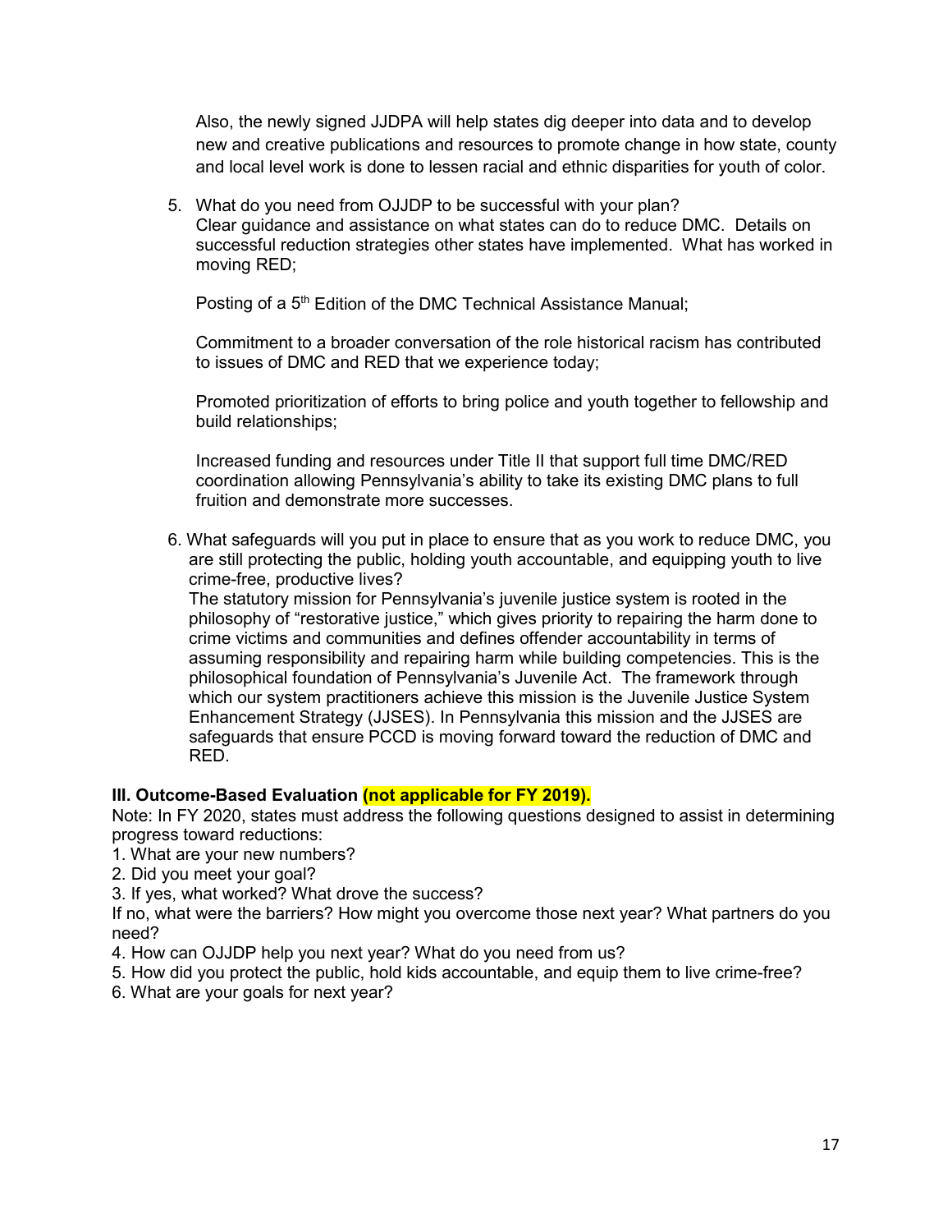Also, the newly signed JJDPA will help states dig deeper into data and to develop new and creative publications and resources to promote change in how state, county and local level work is done to lessen racial and ethnic disparities for youth of color.

5. What do you need from OJJDP to be successful with your plan?
   Clear guidance and assistance on what states can do to reduce DMC. Details on successful reduction strategies other states have implemented. What has worked in moving RED;

   Posting of a 5th Edition of the DMC Technical Assistance Manual;

   Commitment to a broader conversation of the role historical racism has contributed to issues of DMC and RED that we experience today;

   Promoted prioritization of efforts to bring police and youth together to fellowship and build relationships;

   Increased funding and resources under Title II that support full time DMC/RED coordination allowing Pennsylvania's ability to take its existing DMC plans to full fruition and demonstrate more successes.

6. What safeguards will you put in place to ensure that as you work to reduce DMC, you are still protecting the public, holding youth accountable, and equipping youth to live crime-free, productive lives?
   The statutory mission for Pennsylvania's juvenile justice system is rooted in the philosophy of "restorative justice," which gives priority to repairing the harm done to crime victims and communities and defines offender accountability in terms of assuming responsibility and repairing harm while building competencies. This is the philosophical foundation of Pennsylvania's Juvenile Act. The framework through which our system practitioners achieve this mission is the Juvenile Justice System Enhancement Strategy (JJSES). In Pennsylvania this mission and the JJSES are safeguards that ensure PCCD is moving forward toward the reduction of DMC and RED.

**III. Outcome-Based Evaluation (not applicable for FY 2019).**

Note: In FY 2020, states must address the following questions designed to assist in determining progress toward reductions:

1. What are your new numbers?
2. Did you meet your goal?
3. If yes, what worked? What drove the success?

If no, what were the barriers? How might you overcome those next year? What partners do you need?

4. How can OJJDP help you next year? What do you need from us?
5. How did you protect the public, hold kids accountable, and equip them to live crime-free?
6. What are your goals for next year?